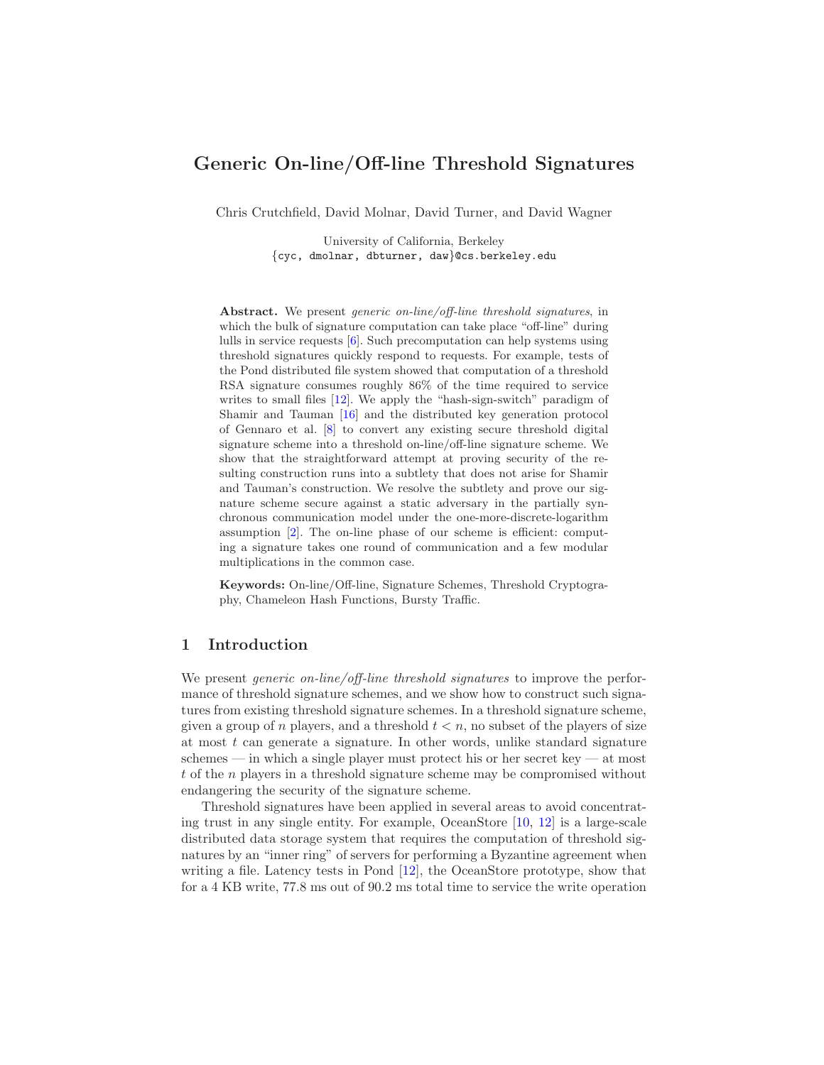# Generic On-line/Off-line Threshold Signatures

Chris Crutchfield, David Molnar, David Turner, and David Wagner

University of California, Berkeley
{cyc, dmolnar, dbturner, daw}@cs.berkeley.edu

**Abstract.** We present *generic on-line/off-line threshold signatures*, in which the bulk of signature computation can take place "off-line" during lulls in service requests [6]. Such precomputation can help systems using threshold signatures quickly respond to requests. For example, tests of the Pond distributed file system showed that computation of a threshold RSA signature consumes roughly 86% of the time required to service writes to small files [12]. We apply the "hash-sign-switch" paradigm of Shamir and Tauman [16] and the distributed key generation protocol of Gennaro et al. [8] to convert any existing secure threshold digital signature scheme into a threshold on-line/off-line signature scheme. We show that the straightforward attempt at proving security of the resulting construction runs into a subtlety that does not arise for Shamir and Tauman's construction. We resolve the subtlety and prove our signature scheme secure against a static adversary in the partially synchronous communication model under the one-more-discrete-logarithm assumption [2]. The on-line phase of our scheme is efficient: computing a signature takes one round of communication and a few modular multiplications in the common case.

**Keywords:** On-line/Off-line, Signature Schemes, Threshold Cryptography, Chameleon Hash Functions, Bursty Traffic.

## 1 Introduction

We present *generic on-line/off-line threshold signatures* to improve the performance of threshold signature schemes, and we show how to construct such signatures from existing threshold signature schemes. In a threshold signature scheme, given a group of $n$ players, and a threshold $t < n$, no subset of the players of size at most $t$ can generate a signature. In other words, unlike standard signature schemes — in which a single player must protect his or her secret key — at most $t$ of the $n$ players in a threshold signature scheme may be compromised without endangering the security of the signature scheme.

Threshold signatures have been applied in several areas to avoid concentrating trust in any single entity. For example, OceanStore [10, 12] is a large-scale distributed data storage system that requires the computation of threshold signatures by an "inner ring" of servers for performing a Byzantine agreement when writing a file. Latency tests in Pond [12], the OceanStore prototype, show that for a 4 KB write, 77.8 ms out of 90.2 ms total time to service the write operation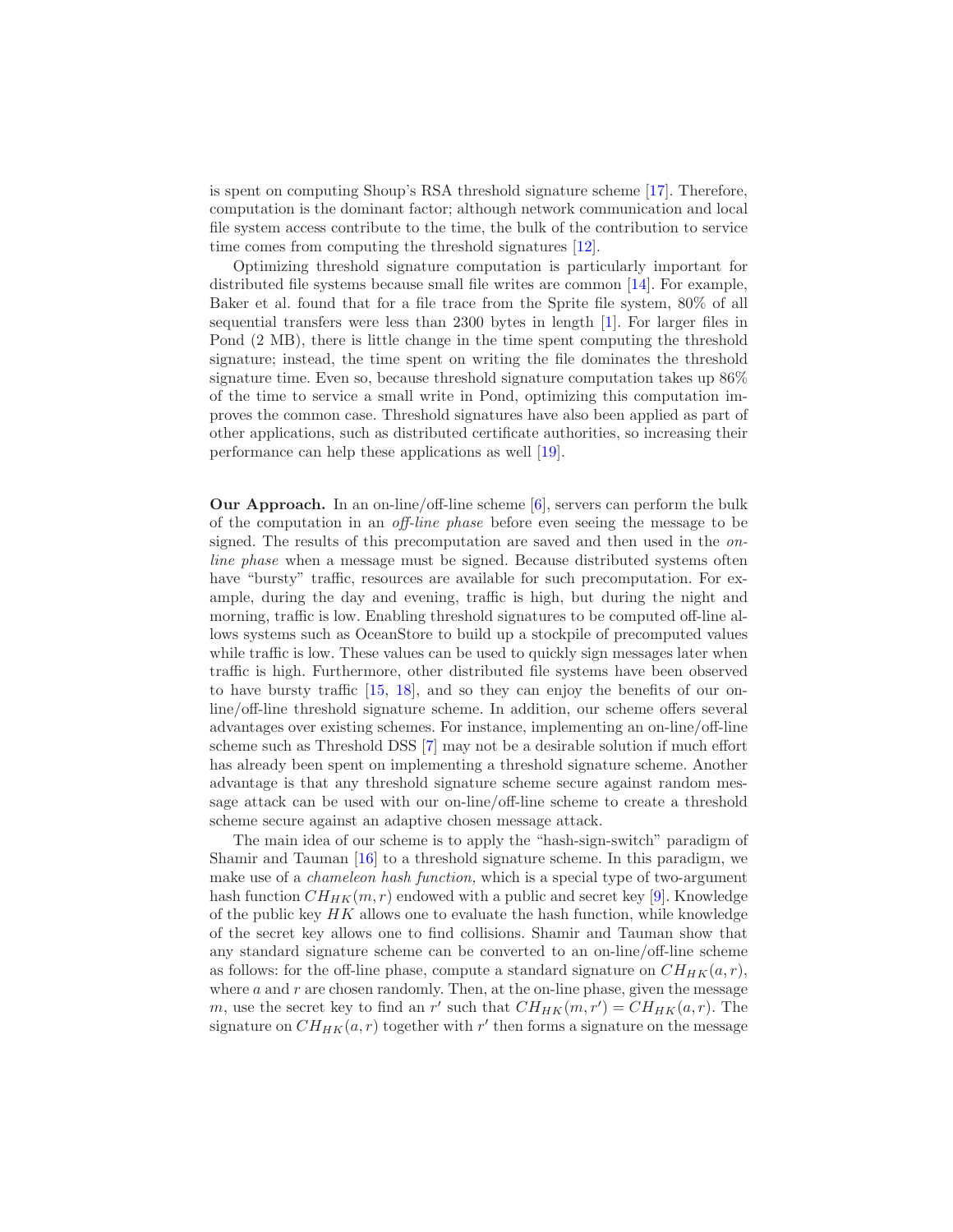is spent on computing Shoup's RSA threshold signature scheme [17]. Therefore, computation is the dominant factor; although network communication and local file system access contribute to the time, the bulk of the contribution to service time comes from computing the threshold signatures [12].

Optimizing threshold signature computation is particularly important for distributed file systems because small file writes are common [14]. For example, Baker et al. found that for a file trace from the Sprite file system, 80% of all sequential transfers were less than 2300 bytes in length [1]. For larger files in Pond (2 MB), there is little change in the time spent computing the threshold signature; instead, the time spent on writing the file dominates the threshold signature time. Even so, because threshold signature computation takes up 86% of the time to service a small write in Pond, optimizing this computation improves the common case. Threshold signatures have also been applied as part of other applications, such as distributed certificate authorities, so increasing their performance can help these applications as well [19].

**Our Approach.** In an on-line/off-line scheme [6], servers can perform the bulk of the computation in an *off-line phase* before even seeing the message to be signed. The results of this precomputation are saved and then used in the *on-line phase* when a message must be signed. Because distributed systems often have "bursty" traffic, resources are available for such precomputation. For example, during the day and evening, traffic is high, but during the night and morning, traffic is low. Enabling threshold signatures to be computed off-line allows systems such as OceanStore to build up a stockpile of precomputed values while traffic is low. These values can be used to quickly sign messages later when traffic is high. Furthermore, other distributed file systems have been observed to have bursty traffic [15, 18], and so they can enjoy the benefits of our on-line/off-line threshold signature scheme. In addition, our scheme offers several advantages over existing schemes. For instance, implementing an on-line/off-line scheme such as Threshold DSS [7] may not be a desirable solution if much effort has already been spent on implementing a threshold signature scheme. Another advantage is that any threshold signature scheme secure against random message attack can be used with our on-line/off-line scheme to create a threshold scheme secure against an adaptive chosen message attack.

The main idea of our scheme is to apply the "hash-sign-switch" paradigm of Shamir and Tauman [16] to a threshold signature scheme. In this paradigm, we make use of a *chameleon hash function,* which is a special type of two-argument hash function $CH_{HK}(m, r)$ endowed with a public and secret key [9]. Knowledge of the public key $HK$ allows one to evaluate the hash function, while knowledge of the secret key allows one to find collisions. Shamir and Tauman show that any standard signature scheme can be converted to an on-line/off-line scheme as follows: for the off-line phase, compute a standard signature on $CH_{HK}(a, r)$, where $a$ and $r$ are chosen randomly. Then, at the on-line phase, given the message $m$, use the secret key to find an $r'$ such that $CH_{HK}(m, r') = CH_{HK}(a, r)$. The signature on $CH_{HK}(a, r)$ together with $r'$ then forms a signature on the message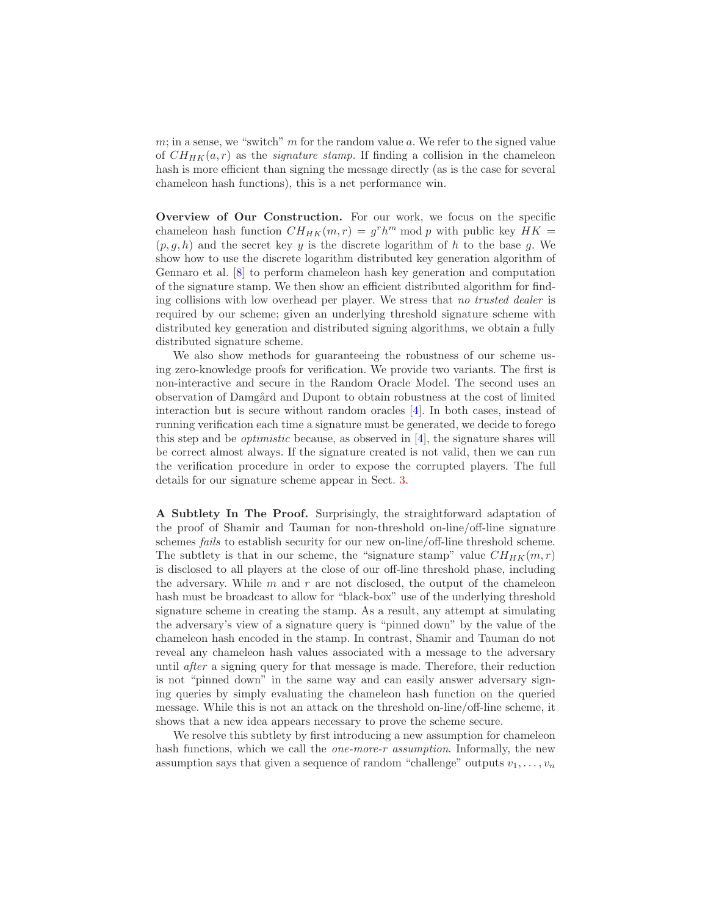$m$; in a sense, we "switch" $m$ for the random value $a$. We refer to the signed value of $CH_{HK}(a, r)$ as the *signature stamp*. If finding a collision in the chameleon hash is more efficient than signing the message directly (as is the case for several chameleon hash functions), this is a net performance win.

**Overview of Our Construction.** For our work, we focus on the specific chameleon hash function $CH_{HK}(m, r) = g^r h^m \bmod p$ with public key $HK = (p, g, h)$ and the secret key $y$ is the discrete logarithm of $h$ to the base $g$. We show how to use the discrete logarithm distributed key generation algorithm of Gennaro et al. [8] to perform chameleon hash key generation and computation of the signature stamp. We then show an efficient distributed algorithm for finding collisions with low overhead per player. We stress that *no trusted dealer* is required by our scheme; given an underlying threshold signature scheme with distributed key generation and distributed signing algorithms, we obtain a fully distributed signature scheme.

We also show methods for guaranteeing the robustness of our scheme using zero-knowledge proofs for verification. We provide two variants. The first is non-interactive and secure in the Random Oracle Model. The second uses an observation of Damgård and Dupont to obtain robustness at the cost of limited interaction but is secure without random oracles [4]. In both cases, instead of running verification each time a signature must be generated, we decide to forego this step and be *optimistic* because, as observed in [4], the signature shares will be correct almost always. If the signature created is not valid, then we can run the verification procedure in order to expose the corrupted players. The full details for our signature scheme appear in Sect. 3.

**A Subtlety In The Proof.** Surprisingly, the straightforward adaptation of the proof of Shamir and Tauman for non-threshold on-line/off-line signature schemes *fails* to establish security for our new on-line/off-line threshold scheme. The subtlety is that in our scheme, the "signature stamp" value $CH_{HK}(m, r)$ is disclosed to all players at the close of our off-line threshold phase, including the adversary. While $m$ and $r$ are not disclosed, the output of the chameleon hash must be broadcast to allow for "black-box" use of the underlying threshold signature scheme in creating the stamp. As a result, any attempt at simulating the adversary's view of a signature query is "pinned down" by the value of the chameleon hash encoded in the stamp. In contrast, Shamir and Tauman do not reveal any chameleon hash values associated with a message to the adversary until *after* a signing query for that message is made. Therefore, their reduction is not "pinned down" in the same way and can easily answer adversary signing queries by simply evaluating the chameleon hash function on the queried message. While this is not an attack on the threshold on-line/off-line scheme, it shows that a new idea appears necessary to prove the scheme secure.

We resolve this subtlety by first introducing a new assumption for chameleon hash functions, which we call the *one-more-r assumption*. Informally, the new assumption says that given a sequence of random "challenge" outputs $v_1, \ldots, v_n$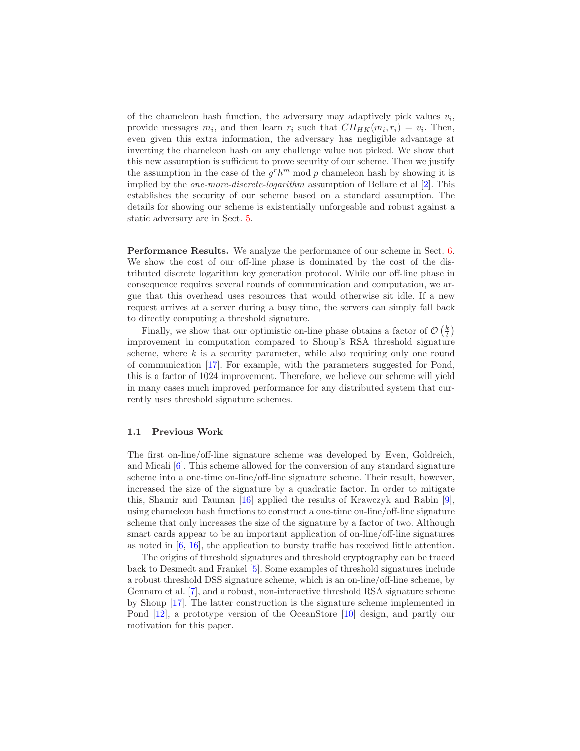of the chameleon hash function, the adversary may adaptively pick values $v_i$, provide messages $m_i$, and then learn $r_i$ such that $CH_{HK}(m_i, r_i) = v_i$. Then, even given this extra information, the adversary has negligible advantage at inverting the chameleon hash on any challenge value not picked. We show that this new assumption is sufficient to prove security of our scheme. Then we justify the assumption in the case of the $g^r h^m \bmod p$ chameleon hash by showing it is implied by the *one-more-discrete-logarithm* assumption of Bellare et al [2]. This establishes the security of our scheme based on a standard assumption. The details for showing our scheme is existentially unforgeable and robust against a static adversary are in Sect. 5.

**Performance Results.** We analyze the performance of our scheme in Sect. 6. We show the cost of our off-line phase is dominated by the cost of the distributed discrete logarithm key generation protocol. While our off-line phase in consequence requires several rounds of communication and computation, we argue that this overhead uses resources that would otherwise sit idle. If a new request arrives at a server during a busy time, the servers can simply fall back to directly computing a threshold signature.

Finally, we show that our optimistic on-line phase obtains a factor of $\mathcal{O}\left(\frac{k}{t}\right)$ improvement in computation compared to Shoup's RSA threshold signature scheme, where $k$ is a security parameter, while also requiring only one round of communication [17]. For example, with the parameters suggested for Pond, this is a factor of 1024 improvement. Therefore, we believe our scheme will yield in many cases much improved performance for any distributed system that currently uses threshold signature schemes.

### 1.1 Previous Work

The first on-line/off-line signature scheme was developed by Even, Goldreich, and Micali [6]. This scheme allowed for the conversion of any standard signature scheme into a one-time on-line/off-line signature scheme. Their result, however, increased the size of the signature by a quadratic factor. In order to mitigate this, Shamir and Tauman [16] applied the results of Krawczyk and Rabin [9], using chameleon hash functions to construct a one-time on-line/off-line signature scheme that only increases the size of the signature by a factor of two. Although smart cards appear to be an important application of on-line/off-line signatures as noted in [6, 16], the application to bursty traffic has received little attention.

The origins of threshold signatures and threshold cryptography can be traced back to Desmedt and Frankel [5]. Some examples of threshold signatures include a robust threshold DSS signature scheme, which is an on-line/off-line scheme, by Gennaro et al. [7], and a robust, non-interactive threshold RSA signature scheme by Shoup [17]. The latter construction is the signature scheme implemented in Pond [12], a prototype version of the OceanStore [10] design, and partly our motivation for this paper.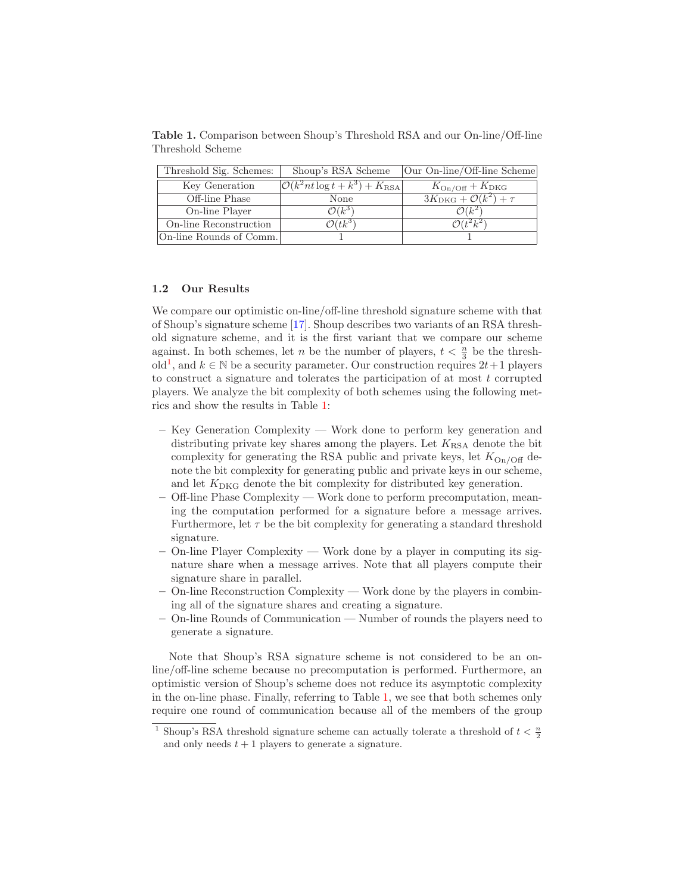**Table 1.** Comparison between Shoup's Threshold RSA and our On-line/Off-line Threshold Scheme

| Threshold Sig. Schemes: | Shoup's RSA Scheme | Our On-line/Off-line Scheme |
|---|---|---|
| Key Generation | $\mathcal{O}(k^2 nt \log t + k^3) + K_{\text{RSA}}$ | $K_{\text{On/Off}} + K_{\text{DKG}}$ |
| Off-line Phase | None | $3K_{\text{DKG}} + \mathcal{O}(k^2) + \tau$ |
| On-line Player | $\mathcal{O}(k^3)$ | $\mathcal{O}(k^2)$ |
| On-line Reconstruction | $\mathcal{O}(tk^3)$ | $\mathcal{O}(t^2 k^2)$ |
| On-line Rounds of Comm. | 1 | 1 |

### 1.2 Our Results

We compare our optimistic on-line/off-line threshold signature scheme with that of Shoup's signature scheme [17]. Shoup describes two variants of an RSA threshold signature scheme, and it is the first variant that we compare our scheme against. In both schemes, let $n$ be the number of players, $t < \frac{n}{3}$ be the threshold[1], and $k \in \mathbb{N}$ be a security parameter. Our construction requires $2t+1$ players to construct a signature and tolerates the participation of at most $t$ corrupted players. We analyze the bit complexity of both schemes using the following metrics and show the results in Table 1:

- Key Generation Complexity — Work done to perform key generation and distributing private key shares among the players. Let $K_{\text{RSA}}$ denote the bit complexity for generating the RSA public and private keys, let $K_{\text{On/Off}}$ denote the bit complexity for generating public and private keys in our scheme, and let $K_{\text{DKG}}$ denote the bit complexity for distributed key generation.
- Off-line Phase Complexity — Work done to perform precomputation, meaning the computation performed for a signature before a message arrives. Furthermore, let $\tau$ be the bit complexity for generating a standard threshold signature.
- On-line Player Complexity — Work done by a player in computing its signature share when a message arrives. Note that all players compute their signature share in parallel.
- On-line Reconstruction Complexity — Work done by the players in combining all of the signature shares and creating a signature.
- On-line Rounds of Communication — Number of rounds the players need to generate a signature.

Note that Shoup's RSA signature scheme is not considered to be an on-line/off-line scheme because no precomputation is performed. Furthermore, an optimistic version of Shoup's scheme does not reduce its asymptotic complexity in the on-line phase. Finally, referring to Table 1, we see that both schemes only require one round of communication because all of the members of the group

[1] Shoup's RSA threshold signature scheme can actually tolerate a threshold of $t < \frac{n}{2}$ and only needs $t+1$ players to generate a signature.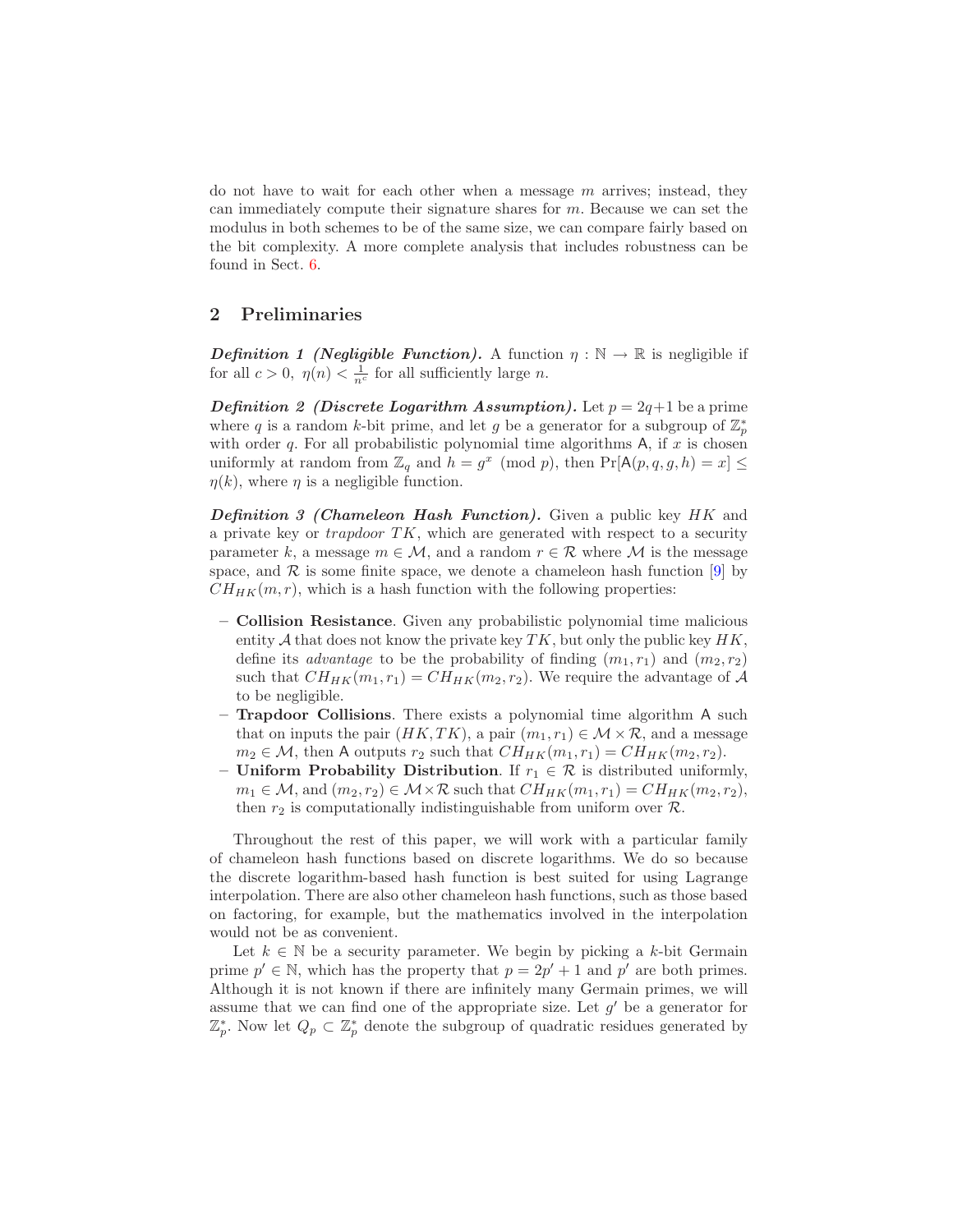do not have to wait for each other when a message $m$ arrives; instead, they can immediately compute their signature shares for $m$. Because we can set the modulus in both schemes to be of the same size, we can compare fairly based on the bit complexity. A more complete analysis that includes robustness can be found in Sect. 6.

## 2 Preliminaries

***Definition 1 (Negligible Function).*** A function $\eta : \mathbb{N} \rightarrow \mathbb{R}$ is negligible if for all $c > 0$, $\eta(n) < \frac{1}{n^c}$ for all sufficiently large $n$.

***Definition 2 (Discrete Logarithm Assumption).*** Let $p = 2q+1$ be a prime where $q$ is a random $k$-bit prime, and let $g$ be a generator for a subgroup of $\mathbb{Z}_p^*$ with order $q$. For all probabilistic polynomial time algorithms $\mathsf{A}$, if $x$ is chosen uniformly at random from $\mathbb{Z}_q$ and $h = g^x \pmod p$, then $\Pr[\mathsf{A}(p, q, g, h) = x] \leq \eta(k)$, where $\eta$ is a negligible function.

***Definition 3 (Chameleon Hash Function).*** Given a public key $HK$ and a private key or *trapdoor* $TK$, which are generated with respect to a security parameter $k$, a message $m \in \mathcal{M}$, and a random $r \in \mathcal{R}$ where $\mathcal{M}$ is the message space, and $\mathcal{R}$ is some finite space, we denote a chameleon hash function [9] by $CH_{HK}(m, r)$, which is a hash function with the following properties:

- **Collision Resistance**. Given any probabilistic polynomial time malicious entity $\mathcal{A}$ that does not know the private key $TK$, but only the public key $HK$, define its *advantage* to be the probability of finding $(m_1, r_1)$ and $(m_2, r_2)$ such that $CH_{HK}(m_1, r_1) = CH_{HK}(m_2, r_2)$. We require the advantage of $\mathcal{A}$ to be negligible.
- **Trapdoor Collisions**. There exists a polynomial time algorithm $\mathsf{A}$ such that on inputs the pair $(HK, TK)$, a pair $(m_1, r_1) \in \mathcal{M} \times \mathcal{R}$, and a message $m_2 \in \mathcal{M}$, then $\mathsf{A}$ outputs $r_2$ such that $CH_{HK}(m_1, r_1) = CH_{HK}(m_2, r_2)$.
- **Uniform Probability Distribution**. If $r_1 \in \mathcal{R}$ is distributed uniformly, $m_1 \in \mathcal{M}$, and $(m_2, r_2) \in \mathcal{M} \times \mathcal{R}$ such that $CH_{HK}(m_1, r_1) = CH_{HK}(m_2, r_2)$, then $r_2$ is computationally indistinguishable from uniform over $\mathcal{R}$.

Throughout the rest of this paper, we will work with a particular family of chameleon hash functions based on discrete logarithms. We do so because the discrete logarithm-based hash function is best suited for using Lagrange interpolation. There are also other chameleon hash functions, such as those based on factoring, for example, but the mathematics involved in the interpolation would not be as convenient.

Let $k \in \mathbb{N}$ be a security parameter. We begin by picking a $k$-bit Germain prime $p' \in \mathbb{N}$, which has the property that $p = 2p' + 1$ and $p'$ are both primes. Although it is not known if there are infinitely many Germain primes, we will assume that we can find one of the appropriate size. Let $g'$ be a generator for $\mathbb{Z}_p^*$. Now let $Q_p \subset \mathbb{Z}_p^*$ denote the subgroup of quadratic residues generated by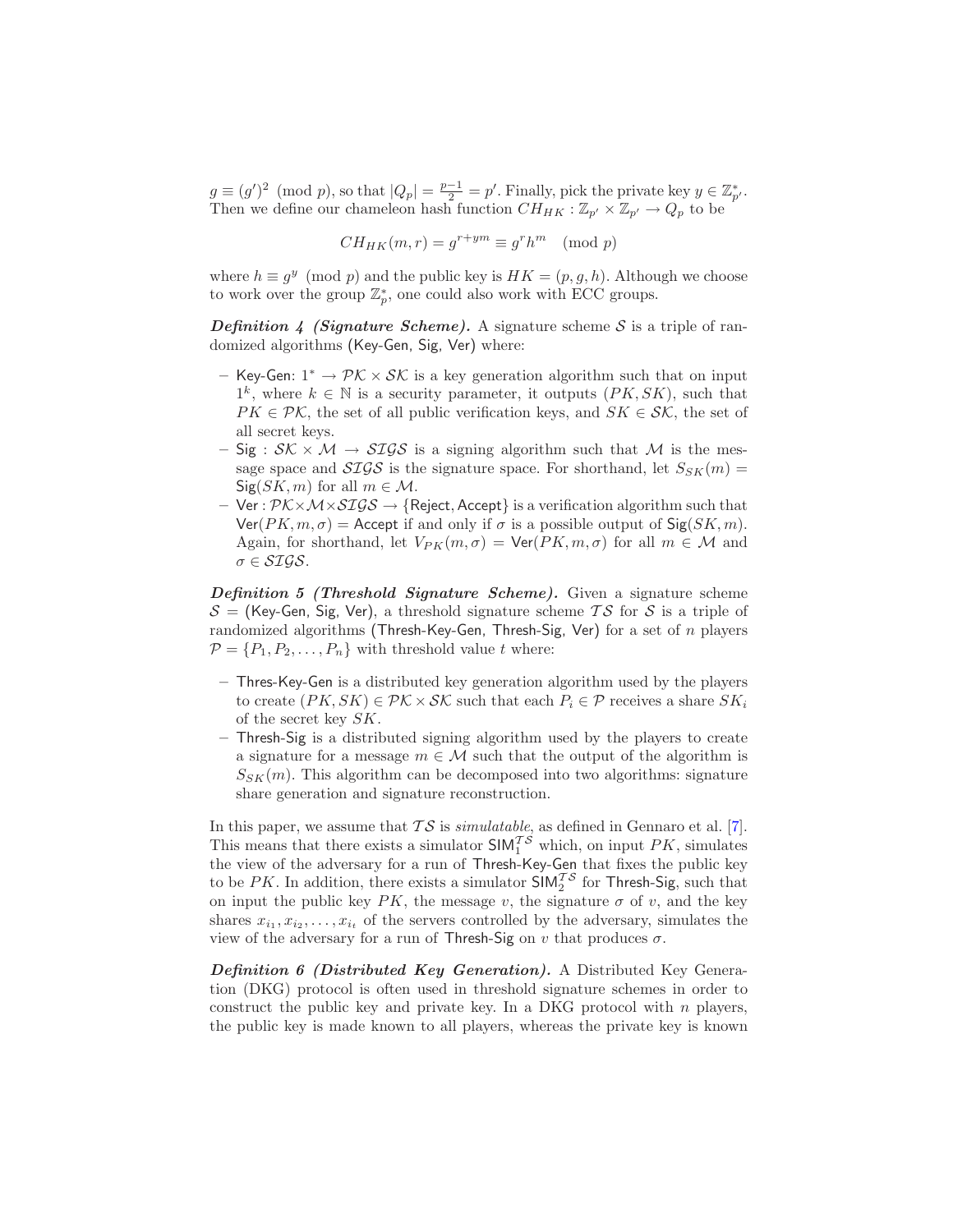$g \equiv (g')^2 \pmod{p}$, so that $|Q_p| = \frac{p-1}{2} = p'$. Finally, pick the private key $y \in \mathbb{Z}_{p'}^*$. Then we define our chameleon hash function $CH_{HK} : \mathbb{Z}_{p'} \times \mathbb{Z}_{p'} \rightarrow Q_p$ to be

$$CH_{HK}(m, r) = g^{r+ym} \equiv g^r h^m \pmod{p}$$

where $h \equiv g^y \pmod{p}$ and the public key is $HK = (p, g, h)$. Although we choose to work over the group $\mathbb{Z}_p^*$, one could also work with ECC groups.

***Definition 4 (Signature Scheme).*** A signature scheme $\mathcal{S}$ is a triple of randomized algorithms (Key-Gen, Sig, Ver) where:

- Key-Gen: $1^* \rightarrow \mathcal{PK} \times \mathcal{SK}$ is a key generation algorithm such that on input $1^k$, where $k \in \mathbb{N}$ is a security parameter, it outputs $(PK, SK)$, such that $PK \in \mathcal{PK}$, the set of all public verification keys, and $SK \in \mathcal{SK}$, the set of all secret keys.
- Sig : $\mathcal{SK} \times \mathcal{M} \rightarrow \mathcal{SIGS}$ is a signing algorithm such that $\mathcal{M}$ is the message space and $\mathcal{SIGS}$ is the signature space. For shorthand, let $S_{SK}(m) = \mathsf{Sig}(SK, m)$ for all $m \in \mathcal{M}$.
- Ver : $\mathcal{PK} \times \mathcal{M} \times \mathcal{SIGS} \rightarrow \{\mathsf{Reject}, \mathsf{Accept}\}$ is a verification algorithm such that $\mathsf{Ver}(PK, m, \sigma) = \mathsf{Accept}$ if and only if $\sigma$ is a possible output of $\mathsf{Sig}(SK, m)$. Again, for shorthand, let $V_{PK}(m, \sigma) = \mathsf{Ver}(PK, m, \sigma)$ for all $m \in \mathcal{M}$ and $\sigma \in \mathcal{SIGS}$.

***Definition 5 (Threshold Signature Scheme).*** Given a signature scheme $\mathcal{S} = (\mathsf{Key\text{-}Gen}, \mathsf{Sig}, \mathsf{Ver})$, a threshold signature scheme $\mathcal{TS}$ for $\mathcal{S}$ is a triple of randomized algorithms (Thresh-Key-Gen, Thresh-Sig, Ver) for a set of $n$ players $\mathcal{P} = \{P_1, P_2, \ldots, P_n\}$ with threshold value $t$ where:

- Thres-Key-Gen is a distributed key generation algorithm used by the players to create $(PK, SK) \in \mathcal{PK} \times \mathcal{SK}$ such that each $P_i \in \mathcal{P}$ receives a share $SK_i$ of the secret key $SK$.
- Thresh-Sig is a distributed signing algorithm used by the players to create a signature for a message $m \in \mathcal{M}$ such that the output of the algorithm is $S_{SK}(m)$. This algorithm can be decomposed into two algorithms: signature share generation and signature reconstruction.

In this paper, we assume that $\mathcal{TS}$ is *simulatable*, as defined in Gennaro et al. [7]. This means that there exists a simulator $\mathsf{SIM}_1^{\mathcal{TS}}$ which, on input $PK$, simulates the view of the adversary for a run of Thresh-Key-Gen that fixes the public key to be $PK$. In addition, there exists a simulator $\mathsf{SIM}_2^{\mathcal{TS}}$ for Thresh-Sig, such that on input the public key $PK$, the message $v$, the signature $\sigma$ of $v$, and the key shares $x_{i_1}, x_{i_2}, \ldots, x_{i_t}$ of the servers controlled by the adversary, simulates the view of the adversary for a run of Thresh-Sig on $v$ that produces $\sigma$.

***Definition 6 (Distributed Key Generation).*** A Distributed Key Generation (DKG) protocol is often used in threshold signature schemes in order to construct the public key and private key. In a DKG protocol with $n$ players, the public key is made known to all players, whereas the private key is known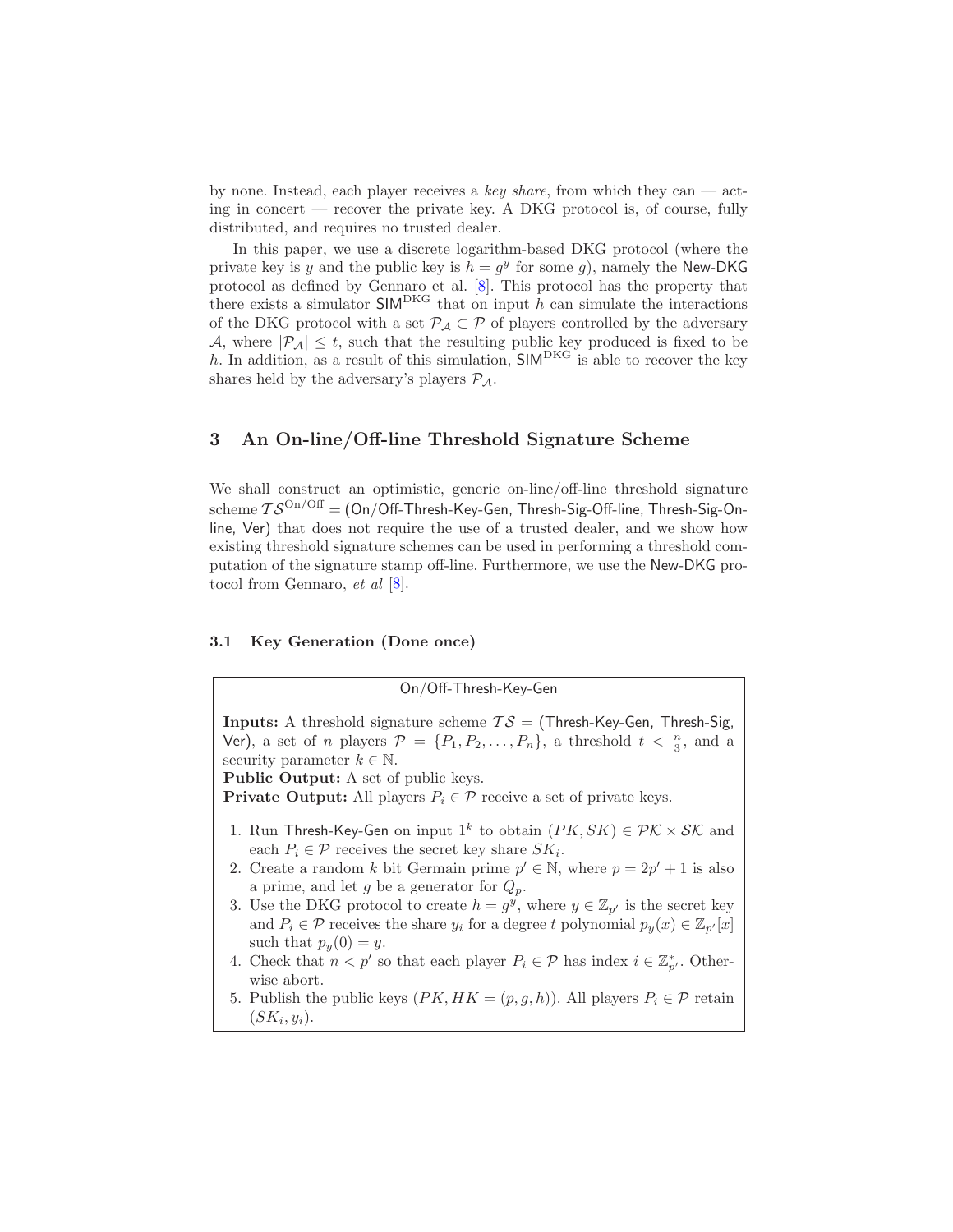by none. Instead, each player receives a *key share*, from which they can — acting in concert — recover the private key. A DKG protocol is, of course, fully distributed, and requires no trusted dealer.

In this paper, we use a discrete logarithm-based DKG protocol (where the private key is $y$ and the public key is $h = g^y$ for some $g$), namely the New-DKG protocol as defined by Gennaro et al. [8]. This protocol has the property that there exists a simulator $\mathsf{SIM}^{\mathrm{DKG}}$ that on input $h$ can simulate the interactions of the DKG protocol with a set $\mathcal{P}_{\mathcal{A}} \subset \mathcal{P}$ of players controlled by the adversary $\mathcal{A}$, where $|\mathcal{P}_{\mathcal{A}}| \leq t$, such that the resulting public key produced is fixed to be $h$. In addition, as a result of this simulation, $\mathsf{SIM}^{\mathrm{DKG}}$ is able to recover the key shares held by the adversary's players $\mathcal{P}_{\mathcal{A}}$.

## 3 An On-line/Off-line Threshold Signature Scheme

We shall construct an optimistic, generic on-line/off-line threshold signature scheme $\mathcal{TS}^{\mathrm{On/Off}} =$ (On/Off-Thresh-Key-Gen, Thresh-Sig-Off-line, Thresh-Sig-On-line, Ver) that does not require the use of a trusted dealer, and we show how existing threshold signature schemes can be used in performing a threshold computation of the signature stamp off-line. Furthermore, we use the New-DKG protocol from Gennaro, *et al* [8].

### 3.1 Key Generation (Done once)

On/Off-Thresh-Key-Gen

**Inputs:** A threshold signature scheme $\mathcal{TS} =$ (Thresh-Key-Gen, Thresh-Sig, Ver), a set of $n$ players $\mathcal{P} = \{P_1, P_2, \ldots, P_n\}$, a threshold $t < \frac{n}{3}$, and a security parameter $k \in \mathbb{N}$.
**Public Output:** A set of public keys.
**Private Output:** All players $P_i \in \mathcal{P}$ receive a set of private keys.

1. Run Thresh-Key-Gen on input $1^k$ to obtain $(PK, SK) \in \mathcal{PK} \times \mathcal{SK}$ and each $P_i \in \mathcal{P}$ receives the secret key share $SK_i$.
2. Create a random $k$ bit Germain prime $p' \in \mathbb{N}$, where $p = 2p' + 1$ is also a prime, and let $g$ be a generator for $Q_p$.
3. Use the DKG protocol to create $h = g^y$, where $y \in \mathbb{Z}_{p'}$ is the secret key and $P_i \in \mathcal{P}$ receives the share $y_i$ for a degree $t$ polynomial $p_y(x) \in \mathbb{Z}_{p'}[x]$ such that $p_y(0) = y$.
4. Check that $n < p'$ so that each player $P_i \in \mathcal{P}$ has index $i \in \mathbb{Z}^*_{p'}$. Otherwise abort.
5. Publish the public keys $(PK, HK = (p, g, h))$. All players $P_i \in \mathcal{P}$ retain $(SK_i, y_i)$.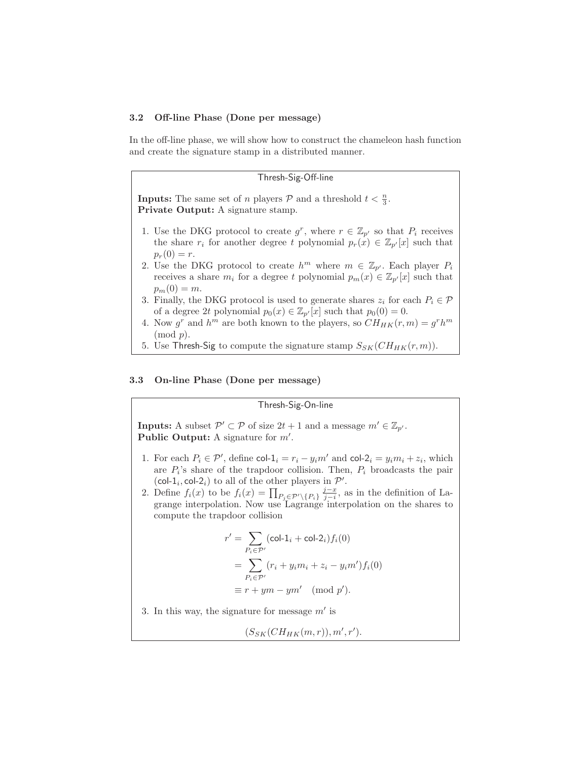### 3.2 Off-line Phase (Done per message)

In the off-line phase, we will show how to construct the chameleon hash function and create the signature stamp in a distributed manner.

---

**Thresh-Sig-Off-line**

**Inputs:** The same set of $n$ players $\mathcal{P}$ and a threshold $t < \frac{n}{3}$.
**Private Output:** A signature stamp.

1. Use the DKG protocol to create $g^r$, where $r \in \mathbb{Z}_{p'}$ so that $P_i$ receives the share $r_i$ for another degree $t$ polynomial $p_r(x) \in \mathbb{Z}_{p'}[x]$ such that $p_r(0) = r$.
2. Use the DKG protocol to create $h^m$ where $m \in \mathbb{Z}_{p'}$. Each player $P_i$ receives a share $m_i$ for a degree $t$ polynomial $p_m(x) \in \mathbb{Z}_{p'}[x]$ such that $p_m(0) = m$.
3. Finally, the DKG protocol is used to generate shares $z_i$ for each $P_i \in \mathcal{P}$ of a degree $2t$ polynomial $p_0(x) \in \mathbb{Z}_{p'}[x]$ such that $p_0(0) = 0$.
4. Now $g^r$ and $h^m$ are both known to the players, so $CH_{HK}(r, m) = g^r h^m \pmod{p}$.
5. Use Thresh-Sig to compute the signature stamp $S_{SK}(CH_{HK}(r, m))$.

---

### 3.3 On-line Phase (Done per message)

---

**Thresh-Sig-On-line**

**Inputs:** A subset $\mathcal{P}' \subset \mathcal{P}$ of size $2t + 1$ and a message $m' \in \mathbb{Z}_{p'}$.
**Public Output:** A signature for $m'$.

1. For each $P_i \in \mathcal{P}'$, define $\textsf{col-1}_i = r_i - y_i m'$ and $\textsf{col-2}_i = y_i m_i + z_i$, which are $P_i$'s share of the trapdoor collision. Then, $P_i$ broadcasts the pair $(\textsf{col-1}_i, \textsf{col-2}_i)$ to all of the other players in $\mathcal{P}'$.
2. Define $f_i(x)$ to be $f_i(x) = \prod_{P_j \in \mathcal{P}' \setminus \{P_i\}} \frac{j-x}{j-i}$, as in the definition of Lagrange interpolation. Now use Lagrange interpolation on the shares to compute the trapdoor collision

$$
\begin{aligned}
r' &= \sum_{P_i \in \mathcal{P}'} (\textsf{col-1}_i + \textsf{col-2}_i) f_i(0) \\
&= \sum_{P_i \in \mathcal{P}'} (r_i + y_i m_i + z_i - y_i m') f_i(0) \\
&\equiv r + ym - ym' \pmod{p'}.
\end{aligned}
$$

3. In this way, the signature for message $m'$ is

$$
(S_{SK}(CH_{HK}(m, r)), m', r').
$$

---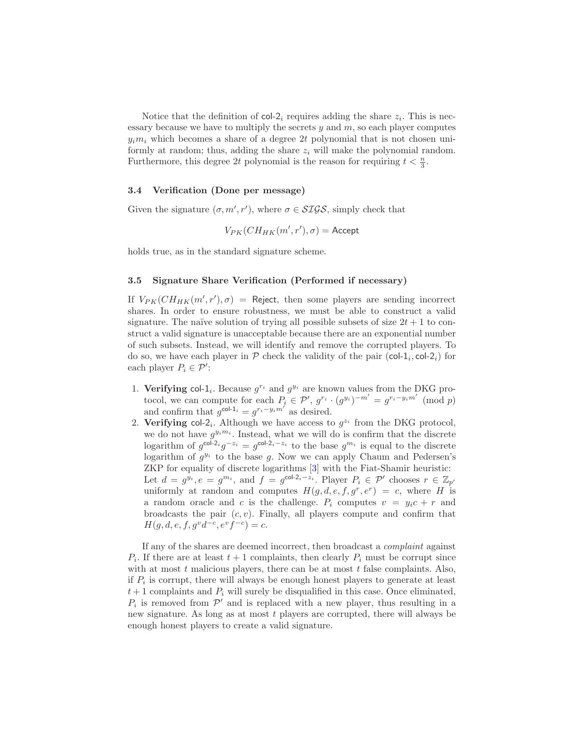Notice that the definition of $\mathsf{col}\text{-}2_i$ requires adding the share $z_i$. This is necessary because we have to multiply the secrets $y$ and $m$, so each player computes $y_i m_i$ which becomes a share of a degree $2t$ polynomial that is not chosen uniformly at random; thus, adding the share $z_i$ will make the polynomial random. Furthermore, this degree $2t$ polynomial is the reason for requiring $t < \frac{n}{3}$.

### 3.4 Verification (Done per message)

Given the signature $(\sigma, m', r')$, where $\sigma \in \mathcal{SIGS}$, simply check that

$$V_{PK}(CH_{HK}(m', r'), \sigma) = \mathsf{Accept}$$

holds true, as in the standard signature scheme.

### 3.5 Signature Share Verification (Performed if necessary)

If $V_{PK}(CH_{HK}(m', r'), \sigma) = \mathsf{Reject}$, then some players are sending incorrect shares. In order to ensure robustness, we must be able to construct a valid signature. The naïve solution of trying all possible subsets of size $2t + 1$ to construct a valid signature is unacceptable because there are an exponential number of such subsets. Instead, we will identify and remove the corrupted players. To do so, we have each player in $\mathcal{P}$ check the validity of the pair $(\mathsf{col}\text{-}1_i, \mathsf{col}\text{-}2_i)$ for each player $P_i \in \mathcal{P}'$:

1. **Verifying** $\mathsf{col}\text{-}1_i$. Because $g^{r_i}$ and $g^{y_i}$ are known values from the DKG protocol, we can compute for each $P_i \in \mathcal{P}'$, $g^{r_i} \cdot (g^{y_i})^{-m'} = g^{r_i - y_i m'} \pmod{p}$ and confirm that $g^{\mathsf{col}\text{-}1_i} = g^{r_i - y_i m'}$ as desired.
2. **Verifying** $\mathsf{col}\text{-}2_i$. Although we have access to $g^{z_i}$ from the DKG protocol, we do not have $g^{y_i m_i}$. Instead, what we will do is confirm that the discrete logarithm of $g^{\mathsf{col}\text{-}2_i} g^{-z_i} = g^{\mathsf{col}\text{-}2_i - z_i}$ to the base $g^{m_i}$ is equal to the discrete logarithm of $g^{y_i}$ to the base $g$. Now we can apply Chaum and Pedersen's ZKP for equality of discrete logarithms [3] with the Fiat-Shamir heuristic: Let $d = g^{y_i}, e = g^{m_i}$, and $f = g^{\mathsf{col}\text{-}2_i - z_i}$. Player $P_i \in \mathcal{P}'$ chooses $r \in \mathbb{Z}_{p'}$ uniformly at random and computes $H(g, d, e, f, g^r, e^r) = c$, where $H$ is a random oracle and $c$ is the challenge. $P_i$ computes $v = y_i c + r$ and broadcasts the pair $(c, v)$. Finally, all players compute and confirm that $H(g, d, e, f, g^v d^{-c}, e^v f^{-c}) = c$.

If any of the shares are deemed incorrect, then broadcast a *complaint* against $P_i$. If there are at least $t + 1$ complaints, then clearly $P_i$ must be corrupt since with at most $t$ malicious players, there can be at most $t$ false complaints. Also, if $P_i$ is corrupt, there will always be enough honest players to generate at least $t + 1$ complaints and $P_i$ will surely be disqualified in this case. Once eliminated, $P_i$ is removed from $\mathcal{P}'$ and is replaced with a new player, thus resulting in a new signature. As long as at most $t$ players are corrupted, there will always be enough honest players to create a valid signature.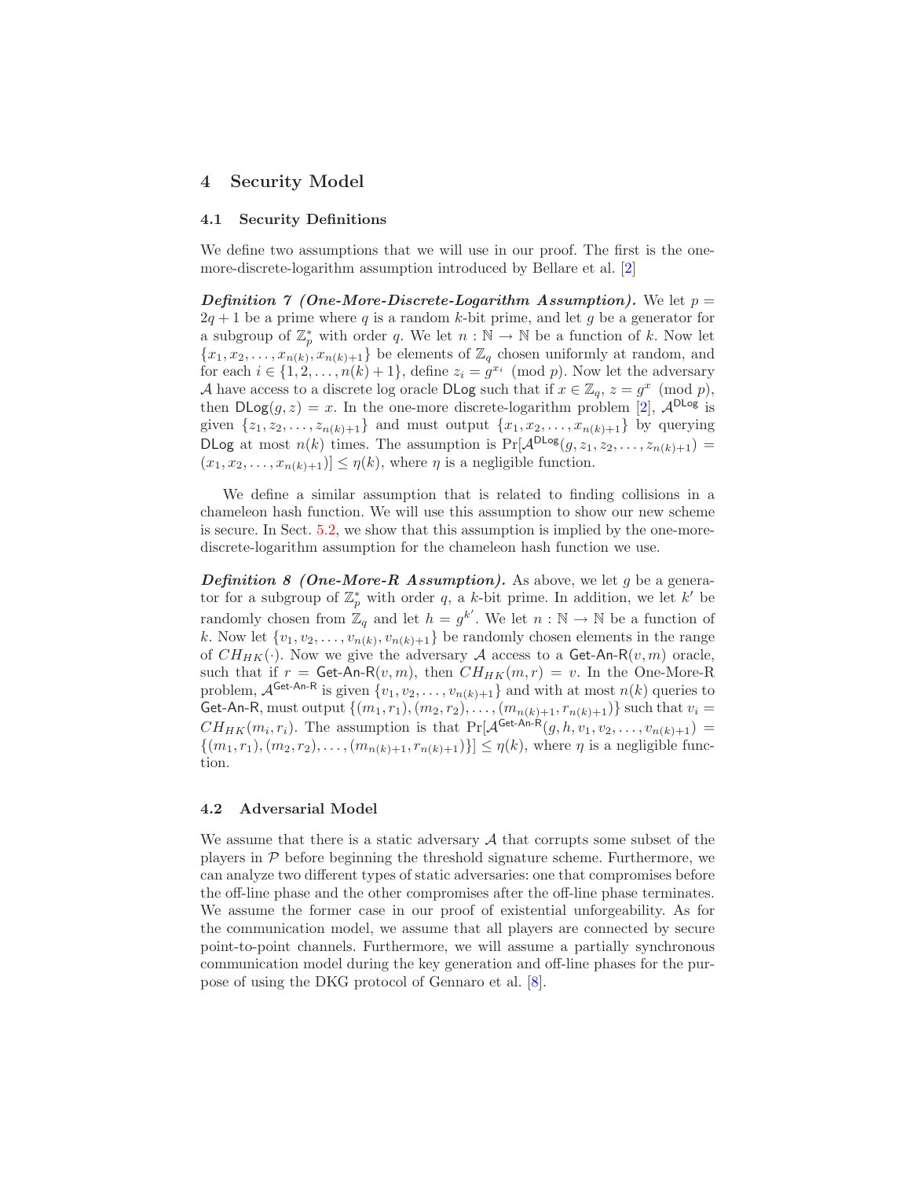## 4 Security Model

### 4.1 Security Definitions

We define two assumptions that we will use in our proof. The first is the one-more-discrete-logarithm assumption introduced by Bellare et al. [2]

***Definition 7 (One-More-Discrete-Logarithm Assumption).*** We let $p = 2q + 1$ be a prime where $q$ is a random $k$-bit prime, and let $g$ be a generator for a subgroup of $\mathbb{Z}_p^*$ with order $q$. We let $n : \mathbb{N} \to \mathbb{N}$ be a function of $k$. Now let $\{x_1, x_2, \ldots, x_{n(k)}, x_{n(k)+1}\}$ be elements of $\mathbb{Z}_q$ chosen uniformly at random, and for each $i \in \{1, 2, \ldots, n(k) + 1\}$, define $z_i = g^{x_i} \pmod{p}$. Now let the adversary $\mathcal{A}$ have access to a discrete log oracle $\mathsf{DLog}$ such that if $x \in \mathbb{Z}_q$, $z = g^x \pmod{p}$, then $\mathsf{DLog}(g, z) = x$. In the one-more discrete-logarithm problem [2], $\mathcal{A}^{\mathsf{DLog}}$ is given $\{z_1, z_2, \ldots, z_{n(k)+1}\}$ and must output $\{x_1, x_2, \ldots, x_{n(k)+1}\}$ by querying $\mathsf{DLog}$ at most $n(k)$ times. The assumption is $\Pr[\mathcal{A}^{\mathsf{DLog}}(g, z_1, z_2, \ldots, z_{n(k)+1}) = (x_1, x_2, \ldots, x_{n(k)+1})] \leq \eta(k)$, where $\eta$ is a negligible function.

We define a similar assumption that is related to finding collisions in a chameleon hash function. We will use this assumption to show our new scheme is secure. In Sect. 5.2, we show that this assumption is implied by the one-more-discrete-logarithm assumption for the chameleon hash function we use.

***Definition 8 (One-More-R Assumption).*** As above, we let $g$ be a generator for a subgroup of $\mathbb{Z}_p^*$ with order $q$, a $k$-bit prime. In addition, we let $k'$ be randomly chosen from $\mathbb{Z}_q$ and let $h = g^{k'}$. We let $n : \mathbb{N} \to \mathbb{N}$ be a function of $k$. Now let $\{v_1, v_2, \ldots, v_{n(k)}, v_{n(k)+1}\}$ be randomly chosen elements in the range of $CH_{HK}(\cdot)$. Now we give the adversary $\mathcal{A}$ access to a $\mathsf{Get\text{-}An\text{-}R}(v, m)$ oracle, such that if $r = \mathsf{Get\text{-}An\text{-}R}(v, m)$, then $CH_{HK}(m, r) = v$. In the One-More-R problem, $\mathcal{A}^{\mathsf{Get\text{-}An\text{-}R}}$ is given $\{v_1, v_2, \ldots, v_{n(k)+1}\}$ and with at most $n(k)$ queries to $\mathsf{Get\text{-}An\text{-}R}$, must output $\{(m_1, r_1), (m_2, r_2), \ldots, (m_{n(k)+1}, r_{n(k)+1})\}$ such that $v_i = CH_{HK}(m_i, r_i)$. The assumption is that $\Pr[\mathcal{A}^{\mathsf{Get\text{-}An\text{-}R}}(g, h, v_1, v_2, \ldots, v_{n(k)+1}) = \{(m_1, r_1), (m_2, r_2), \ldots, (m_{n(k)+1}, r_{n(k)+1})\}] \leq \eta(k)$, where $\eta$ is a negligible function.

### 4.2 Adversarial Model

We assume that there is a static adversary $\mathcal{A}$ that corrupts some subset of the players in $\mathcal{P}$ before beginning the threshold signature scheme. Furthermore, we can analyze two different types of static adversaries: one that compromises before the off-line phase and the other compromises after the off-line phase terminates. We assume the former case in our proof of existential unforgeability. As for the communication model, we assume that all players are connected by secure point-to-point channels. Furthermore, we will assume a partially synchronous communication model during the key generation and off-line phases for the purpose of using the DKG protocol of Gennaro et al. [8].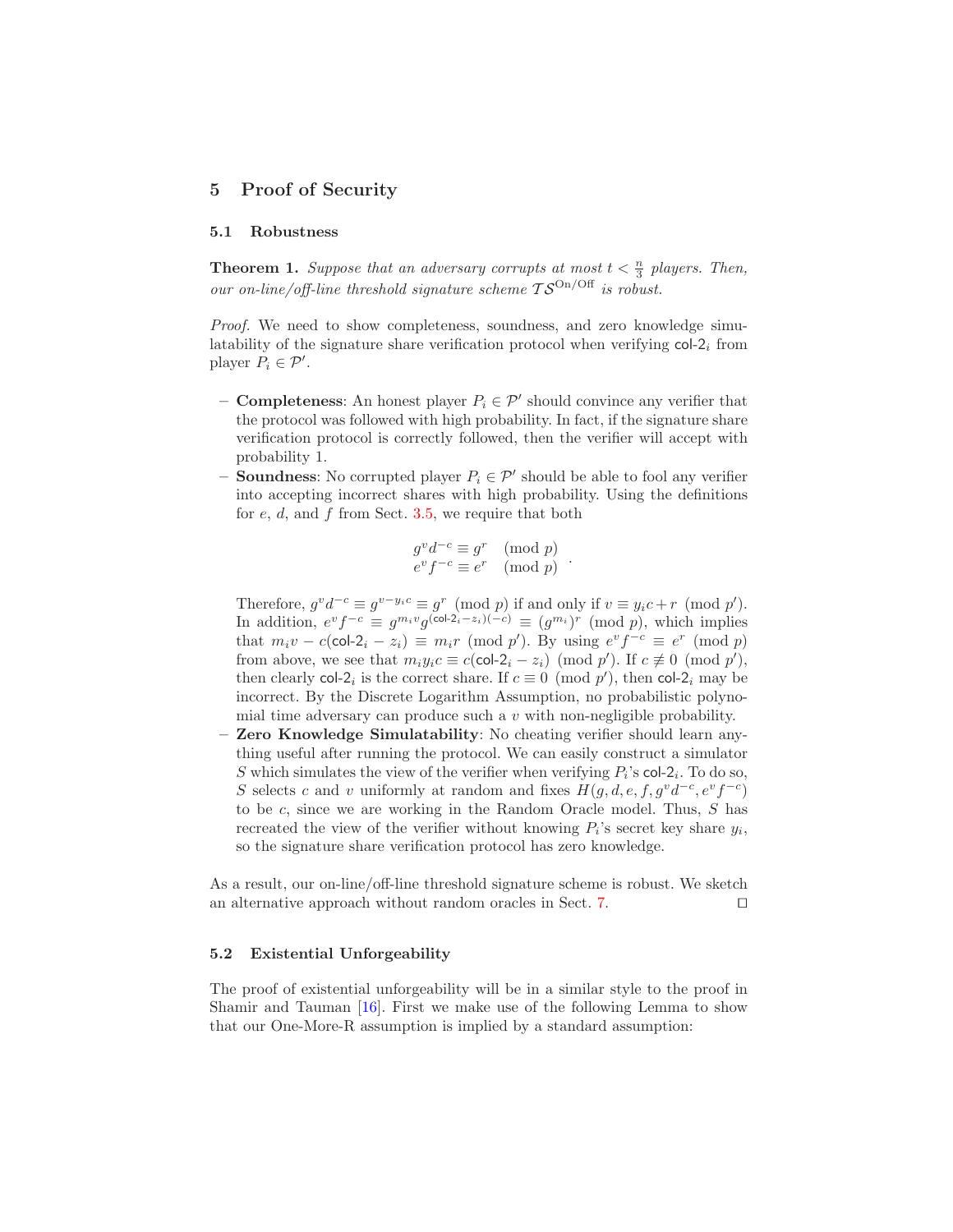## 5 Proof of Security

### 5.1 Robustness

**Theorem 1.** *Suppose that an adversary corrupts at most $t < \frac{n}{3}$ players. Then, our on-line/off-line threshold signature scheme $\mathcal{TS}^{\text{On/Off}}$ is robust.*

*Proof.* We need to show completeness, soundness, and zero knowledge simulatability of the signature share verification protocol when verifying $\mathsf{col}\text{-}2_i$ from player $P_i \in \mathcal{P}'$.

- **Completeness**: An honest player $P_i \in \mathcal{P}'$ should convince any verifier that the protocol was followed with high probability. In fact, if the signature share verification protocol is correctly followed, then the verifier will accept with probability 1.
- **Soundness**: No corrupted player $P_i \in \mathcal{P}'$ should be able to fool any verifier into accepting incorrect shares with high probability. Using the definitions for $e$, $d$, and $f$ from Sect. 3.5, we require that both

$$\begin{array}{ll} g^v d^{-c} \equiv g^r \pmod{p} \\ e^v f^{-c} \equiv e^r \pmod{p} \end{array} .$$

Therefore, $g^v d^{-c} \equiv g^{v-y_i c} \equiv g^r \pmod{p}$ if and only if $v \equiv y_i c + r \pmod{p'}$. In addition, $e^v f^{-c} \equiv g^{m_i v} g^{(\mathsf{col}\text{-}2_i - z_i)(-c)} \equiv (g^{m_i})^r \pmod{p}$, which implies that $m_i v - c(\mathsf{col}\text{-}2_i - z_i) \equiv m_i r \pmod{p'}$. By using $e^v f^{-c} \equiv e^r \pmod{p}$ from above, we see that $m_i y_i c \equiv c(\mathsf{col}\text{-}2_i - z_i) \pmod{p'}$. If $c \not\equiv 0 \pmod{p'}$, then clearly $\mathsf{col}\text{-}2_i$ is the correct share. If $c \equiv 0 \pmod{p'}$, then $\mathsf{col}\text{-}2_i$ may be incorrect. By the Discrete Logarithm Assumption, no probabilistic polynomial time adversary can produce such a $v$ with non-negligible probability.
- **Zero Knowledge Simulatability**: No cheating verifier should learn anything useful after running the protocol. We can easily construct a simulator $S$ which simulates the view of the verifier when verifying $P_i$'s $\mathsf{col}\text{-}2_i$. To do so, $S$ selects $c$ and $v$ uniformly at random and fixes $H(g, d, e, f, g^v d^{-c}, e^v f^{-c})$ to be $c$, since we are working in the Random Oracle model. Thus, $S$ has recreated the view of the verifier without knowing $P_i$'s secret key share $y_i$, so the signature share verification protocol has zero knowledge.

As a result, our on-line/off-line threshold signature scheme is robust. We sketch an alternative approach without random oracles in Sect. 7. □

### 5.2 Existential Unforgeability

The proof of existential unforgeability will be in a similar style to the proof in Shamir and Tauman [16]. First we make use of the following Lemma to show that our One-More-R assumption is implied by a standard assumption: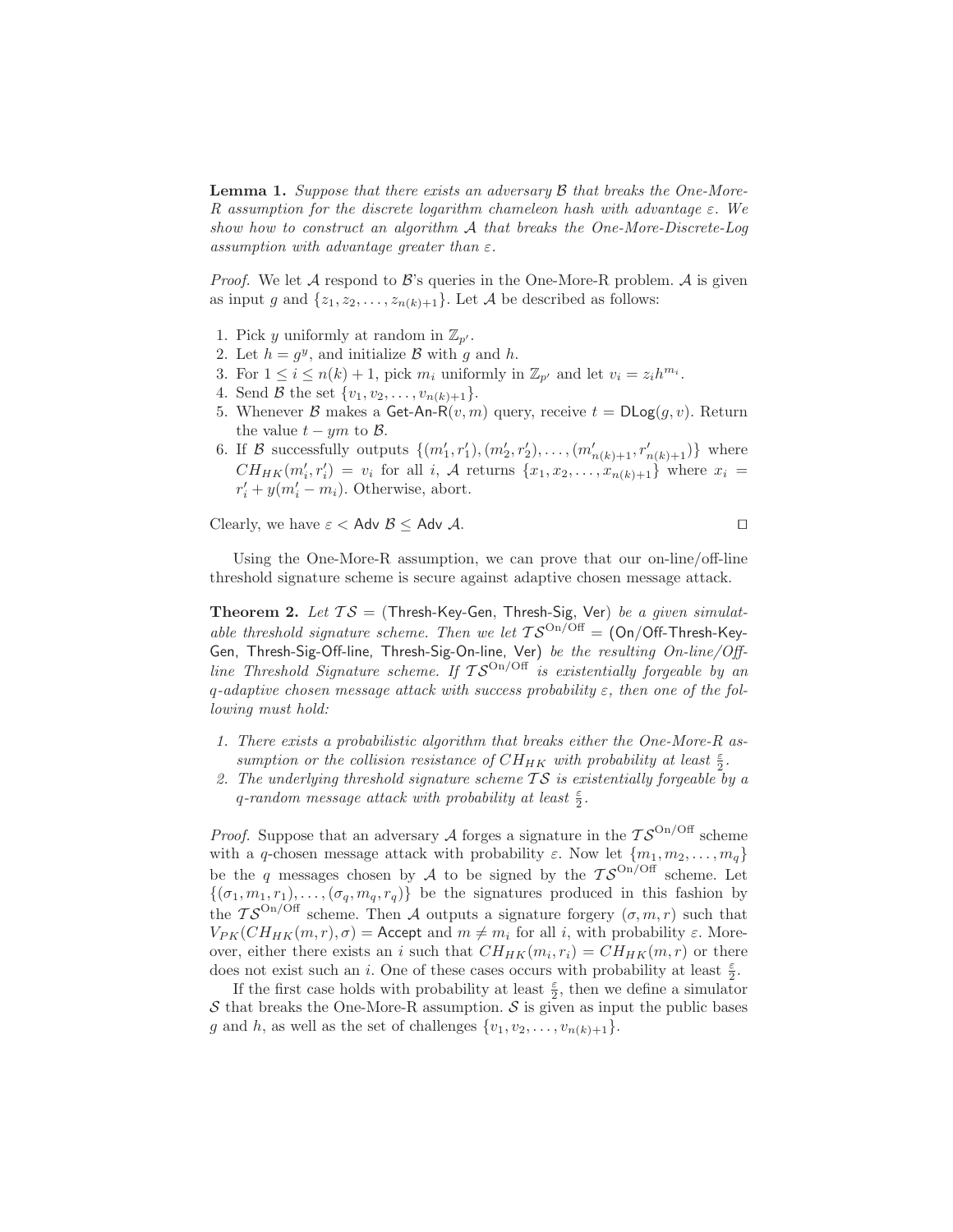**Lemma 1.** *Suppose that there exists an adversary $\mathcal{B}$ that breaks the One-More-R assumption for the discrete logarithm chameleon hash with advantage $\varepsilon$. We show how to construct an algorithm $\mathcal{A}$ that breaks the One-More-Discrete-Log assumption with advantage greater than $\varepsilon$.*

*Proof.* We let $\mathcal{A}$ respond to $\mathcal{B}$'s queries in the One-More-R problem. $\mathcal{A}$ is given as input $g$ and $\{z_1, z_2, \ldots, z_{n(k)+1}\}$. Let $\mathcal{A}$ be described as follows:

1. Pick $y$ uniformly at random in $\mathbb{Z}_{p'}$.
2. Let $h = g^y$, and initialize $\mathcal{B}$ with $g$ and $h$.
3. For $1 \leq i \leq n(k)+1$, pick $m_i$ uniformly in $\mathbb{Z}_{p'}$ and let $v_i = z_i h^{m_i}$.
4. Send $\mathcal{B}$ the set $\{v_1, v_2, \ldots, v_{n(k)+1}\}$.
5. Whenever $\mathcal{B}$ makes a $\mathsf{Get\text{-}An\text{-}R}(v, m)$ query, receive $t = \mathsf{DLog}(g, v)$. Return the value $t - ym$ to $\mathcal{B}$.
6. If $\mathcal{B}$ successfully outputs $\{(m'_1, r'_1), (m'_2, r'_2), \ldots, (m'_{n(k)+1}, r'_{n(k)+1})\}$ where $CH_{HK}(m'_i, r'_i) = v_i$ for all $i$, $\mathcal{A}$ returns $\{x_1, x_2, \ldots, x_{n(k)+1}\}$ where $x_i = r'_i + y(m'_i - m_i)$. Otherwise, abort.

Clearly, we have $\varepsilon < \mathsf{Adv}\ \mathcal{B} \leq \mathsf{Adv}\ \mathcal{A}$. $\square$

Using the One-More-R assumption, we can prove that our on-line/off-line threshold signature scheme is secure against adaptive chosen message attack.

**Theorem 2.** *Let $\mathcal{TS} = (\mathsf{Thresh\text{-}Key\text{-}Gen}, \mathsf{Thresh\text{-}Sig}, \mathsf{Ver})$ be a given simulatable threshold signature scheme. Then we let $\mathcal{TS}^{\mathrm{On/Off}} = (\mathsf{On/Off\text{-}Thresh\text{-}Key\text{-}Gen}, \mathsf{Thresh\text{-}Sig\text{-}Off\text{-}line}, \mathsf{Thresh\text{-}Sig\text{-}On\text{-}line}, \mathsf{Ver})$ be the resulting On-line/Off-line Threshold Signature scheme. If $\mathcal{TS}^{\mathrm{On/Off}}$ is existentially forgeable by an q-adaptive chosen message attack with success probability $\varepsilon$, then one of the following must hold:*

1. *There exists a probabilistic algorithm that breaks either the One-More-R assumption or the collision resistance of $CH_{HK}$ with probability at least $\frac{\varepsilon}{2}$.*
2. *The underlying threshold signature scheme $\mathcal{TS}$ is existentially forgeable by a q-random message attack with probability at least $\frac{\varepsilon}{2}$.*

*Proof.* Suppose that an adversary $\mathcal{A}$ forges a signature in the $\mathcal{TS}^{\mathrm{On/Off}}$ scheme with a $q$-chosen message attack with probability $\varepsilon$. Now let $\{m_1, m_2, \ldots, m_q\}$ be the $q$ messages chosen by $\mathcal{A}$ to be signed by the $\mathcal{TS}^{\mathrm{On/Off}}$ scheme. Let $\{(\sigma_1, m_1, r_1), \ldots, (\sigma_q, m_q, r_q)\}$ be the signatures produced in this fashion by the $\mathcal{TS}^{\mathrm{On/Off}}$ scheme. Then $\mathcal{A}$ outputs a signature forgery $(\sigma, m, r)$ such that $V_{PK}(CH_{HK}(m, r), \sigma) = \mathsf{Accept}$ and $m \neq m_i$ for all $i$, with probability $\varepsilon$. Moreover, either there exists an $i$ such that $CH_{HK}(m_i, r_i) = CH_{HK}(m, r)$ or there does not exist such an $i$. One of these cases occurs with probability at least $\frac{\varepsilon}{2}$.

If the first case holds with probability at least $\frac{\varepsilon}{2}$, then we define a simulator $\mathcal{S}$ that breaks the One-More-R assumption. $\mathcal{S}$ is given as input the public bases $g$ and $h$, as well as the set of challenges $\{v_1, v_2, \ldots, v_{n(k)+1}\}$.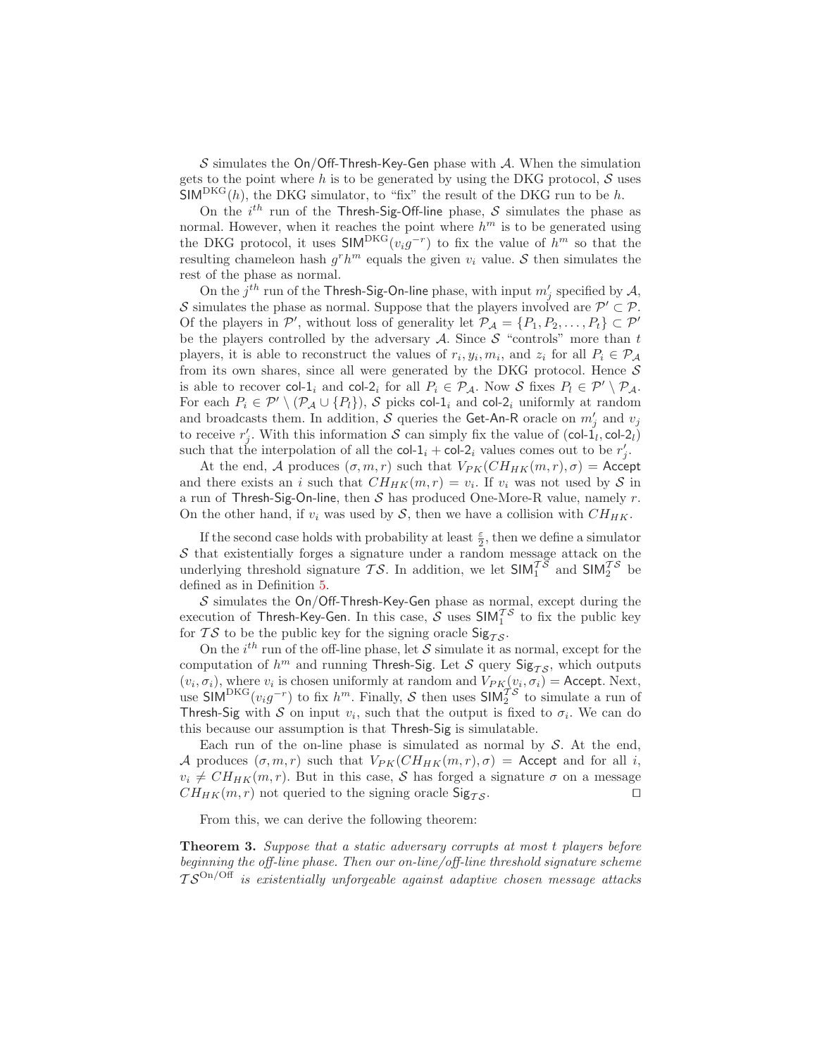$\mathcal{S}$ simulates the On/Off-Thresh-Key-Gen phase with $\mathcal{A}$. When the simulation gets to the point where $h$ is to be generated by using the DKG protocol, $\mathcal{S}$ uses $\mathsf{SIM}^{\mathrm{DKG}}(h)$, the DKG simulator, to "fix" the result of the DKG run to be $h$.

On the $i^{th}$ run of the Thresh-Sig-Off-line phase, $\mathcal{S}$ simulates the phase as normal. However, when it reaches the point where $h^m$ is to be generated using the DKG protocol, it uses $\mathsf{SIM}^{\mathrm{DKG}}(v_i g^{-r})$ to fix the value of $h^m$ so that the resulting chameleon hash $g^r h^m$ equals the given $v_i$ value. $\mathcal{S}$ then simulates the rest of the phase as normal.

On the $j^{th}$ run of the Thresh-Sig-On-line phase, with input $m'_j$ specified by $\mathcal{A}$, $\mathcal{S}$ simulates the phase as normal. Suppose that the players involved are $\mathcal{P}' \subset \mathcal{P}$. Of the players in $\mathcal{P}'$, without loss of generality let $\mathcal{P}_{\mathcal{A}} = \{P_1, P_2, \ldots, P_t\} \subset \mathcal{P}'$ be the players controlled by the adversary $\mathcal{A}$. Since $\mathcal{S}$ "controls" more than $t$ players, it is able to reconstruct the values of $r_i, y_i, m_i$, and $z_i$ for all $P_i \in \mathcal{P}_{\mathcal{A}}$ from its own shares, since all were generated by the DKG protocol. Hence $\mathcal{S}$ is able to recover $\mathsf{col}\text{-}1_i$ and $\mathsf{col}\text{-}2_i$ for all $P_i \in \mathcal{P}_{\mathcal{A}}$. Now $\mathcal{S}$ fixes $P_l \in \mathcal{P}' \setminus \mathcal{P}_{\mathcal{A}}$. For each $P_i \in \mathcal{P}' \setminus (\mathcal{P}_{\mathcal{A}} \cup \{P_l\})$, $\mathcal{S}$ picks $\mathsf{col}\text{-}1_i$ and $\mathsf{col}\text{-}2_i$ uniformly at random and broadcasts them. In addition, $\mathcal{S}$ queries the Get-An-R oracle on $m'_j$ and $v_j$ to receive $r'_j$. With this information $\mathcal{S}$ can simply fix the value of $(\mathsf{col}\text{-}1_l, \mathsf{col}\text{-}2_l)$ such that the interpolation of all the $\mathsf{col}\text{-}1_i + \mathsf{col}\text{-}2_i$ values comes out to be $r'_j$.

At the end, $\mathcal{A}$ produces $(\sigma, m, r)$ such that $V_{PK}(CH_{HK}(m,r), \sigma) = \mathsf{Accept}$ and there exists an $i$ such that $CH_{HK}(m,r) = v_i$. If $v_i$ was not used by $\mathcal{S}$ in a run of Thresh-Sig-On-line, then $\mathcal{S}$ has produced One-More-R value, namely $r$. On the other hand, if $v_i$ was used by $\mathcal{S}$, then we have a collision with $CH_{HK}$.

If the second case holds with probability at least $\frac{\varepsilon}{2}$, then we define a simulator $\mathcal{S}$ that existentially forges a signature under a random message attack on the underlying threshold signature $\mathcal{TS}$. In addition, we let $\mathsf{SIM}_1^{\mathcal{TS}}$ and $\mathsf{SIM}_2^{\mathcal{TS}}$ be defined as in Definition 5.

$\mathcal{S}$ simulates the On/Off-Thresh-Key-Gen phase as normal, except during the execution of Thresh-Key-Gen. In this case, $\mathcal{S}$ uses $\mathsf{SIM}_1^{\mathcal{TS}}$ to fix the public key for $\mathcal{TS}$ to be the public key for the signing oracle $\mathsf{Sig}_{\mathcal{TS}}$.

On the $i^{th}$ run of the off-line phase, let $\mathcal{S}$ simulate it as normal, except for the computation of $h^m$ and running Thresh-Sig. Let $\mathcal{S}$ query $\mathsf{Sig}_{\mathcal{TS}}$, which outputs $(v_i, \sigma_i)$, where $v_i$ is chosen uniformly at random and $V_{PK}(v_i, \sigma_i) = \mathsf{Accept}$. Next, use $\mathsf{SIM}^{\mathrm{DKG}}(v_i g^{-r})$ to fix $h^m$. Finally, $\mathcal{S}$ then uses $\mathsf{SIM}_2^{\mathcal{TS}}$ to simulate a run of Thresh-Sig with $\mathcal{S}$ on input $v_i$, such that the output is fixed to $\sigma_i$. We can do this because our assumption is that Thresh-Sig is simulatable.

Each run of the on-line phase is simulated as normal by $\mathcal{S}$. At the end, $\mathcal{A}$ produces $(\sigma, m, r)$ such that $V_{PK}(CH_{HK}(m,r), \sigma) = \mathsf{Accept}$ and for all $i$, $v_i \neq CH_{HK}(m,r)$. But in this case, $\mathcal{S}$ has forged a signature $\sigma$ on a message $CH_{HK}(m,r)$ not queried to the signing oracle $\mathsf{Sig}_{\mathcal{TS}}$. $\square$

From this, we can derive the following theorem:

**Theorem 3.** *Suppose that a static adversary corrupts at most $t$ players before beginning the off-line phase. Then our on-line/off-line threshold signature scheme $\mathcal{TS}^{\mathrm{On/Off}}$ is existentially unforgeable against adaptive chosen message attacks*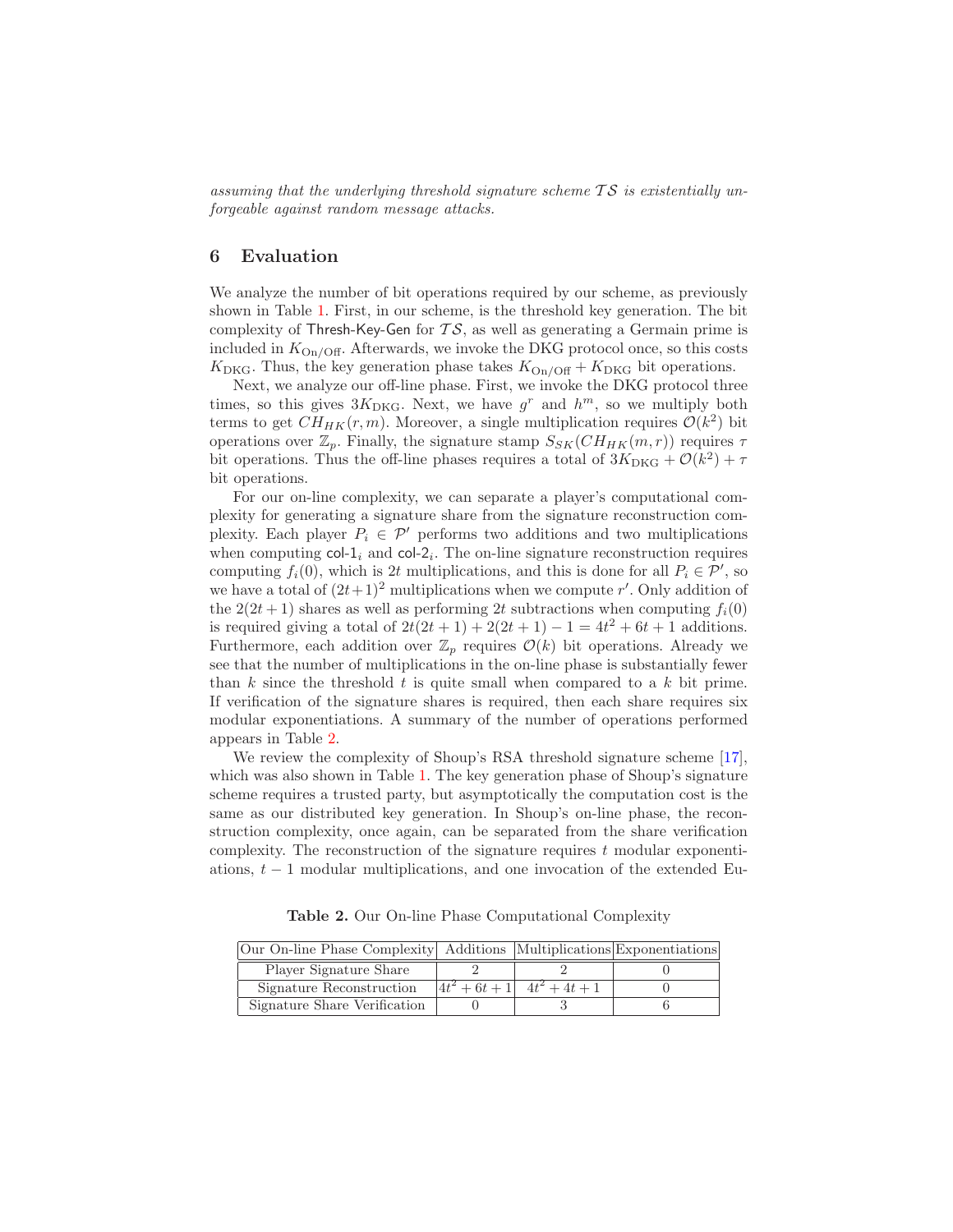*assuming that the underlying threshold signature scheme $\mathcal{TS}$ is existentially unforgeable against random message attacks.*

## 6 Evaluation

We analyze the number of bit operations required by our scheme, as previously shown in Table 1. First, in our scheme, is the threshold key generation. The bit complexity of Thresh-Key-Gen for $\mathcal{TS}$, as well as generating a Germain prime is included in $K_{\text{On/Off}}$. Afterwards, we invoke the DKG protocol once, so this costs $K_{\text{DKG}}$. Thus, the key generation phase takes $K_{\text{On/Off}} + K_{\text{DKG}}$ bit operations.

Next, we analyze our off-line phase. First, we invoke the DKG protocol three times, so this gives $3K_{\text{DKG}}$. Next, we have $g^r$ and $h^m$, so we multiply both terms to get $CH_{HK}(r, m)$. Moreover, a single multiplication requires $\mathcal{O}(k^2)$ bit operations over $\mathbb{Z}_p$. Finally, the signature stamp $S_{SK}(CH_{HK}(m, r))$ requires $\tau$ bit operations. Thus the off-line phases requires a total of $3K_{\text{DKG}} + \mathcal{O}(k^2) + \tau$ bit operations.

For our on-line complexity, we can separate a player's computational complexity for generating a signature share from the signature reconstruction complexity. Each player $P_i \in \mathcal{P}'$ performs two additions and two multiplications when computing $\text{col-1}_i$ and $\text{col-2}_i$. The on-line signature reconstruction requires computing $f_i(0)$, which is $2t$ multiplications, and this is done for all $P_i \in \mathcal{P}'$, so we have a total of $(2t+1)^2$ multiplications when we compute $r'$. Only addition of the $2(2t+1)$ shares as well as performing $2t$ subtractions when computing $f_i(0)$ is required giving a total of $2t(2t+1) + 2(2t+1) - 1 = 4t^2 + 6t + 1$ additions. Furthermore, each addition over $\mathbb{Z}_p$ requires $\mathcal{O}(k)$ bit operations. Already we see that the number of multiplications in the on-line phase is substantially fewer than $k$ since the threshold $t$ is quite small when compared to a $k$ bit prime. If verification of the signature shares is required, then each share requires six modular exponentiations. A summary of the number of operations performed appears in Table 2.

We review the complexity of Shoup's RSA threshold signature scheme [17], which was also shown in Table 1. The key generation phase of Shoup's signature scheme requires a trusted party, but asymptotically the computation cost is the same as our distributed key generation. In Shoup's on-line phase, the reconstruction complexity, once again, can be separated from the share verification complexity. The reconstruction of the signature requires $t$ modular exponentiations, $t - 1$ modular multiplications, and one invocation of the extended Eu-

**Table 2.** Our On-line Phase Computational Complexity

| Our On-line Phase Complexity | Additions | Multiplications | Exponentiations |
|---|---|---|---|
| Player Signature Share | 2 | 2 | 0 |
| Signature Reconstruction | $4t^2 + 6t + 1$ | $4t^2 + 4t + 1$ | 0 |
| Signature Share Verification | 0 | 3 | 6 |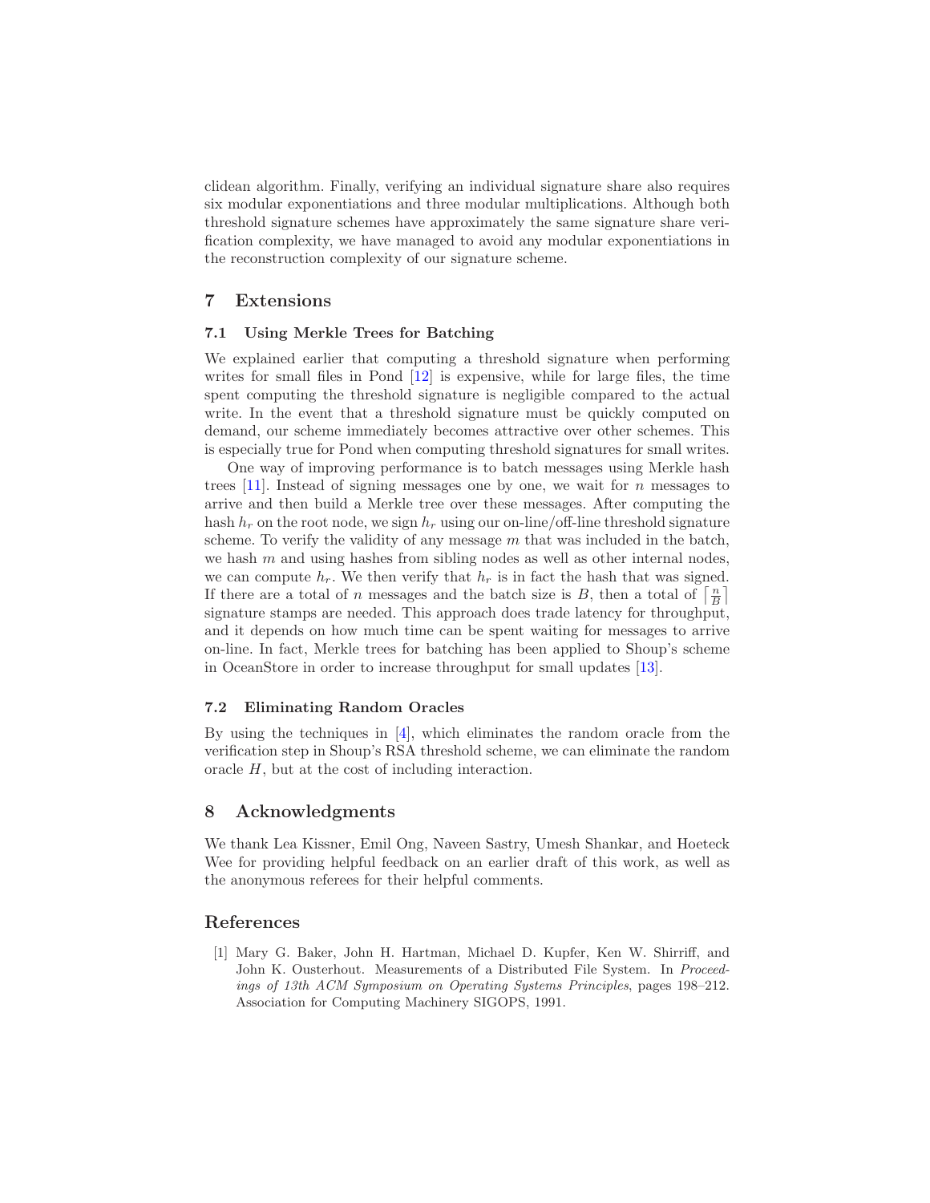clidean algorithm. Finally, verifying an individual signature share also requires six modular exponentiations and three modular multiplications. Although both threshold signature schemes have approximately the same signature share verification complexity, we have managed to avoid any modular exponentiations in the reconstruction complexity of our signature scheme.

## 7 Extensions

### 7.1 Using Merkle Trees for Batching

We explained earlier that computing a threshold signature when performing writes for small files in Pond [12] is expensive, while for large files, the time spent computing the threshold signature is negligible compared to the actual write. In the event that a threshold signature must be quickly computed on demand, our scheme immediately becomes attractive over other schemes. This is especially true for Pond when computing threshold signatures for small writes.

One way of improving performance is to batch messages using Merkle hash trees [11]. Instead of signing messages one by one, we wait for $n$ messages to arrive and then build a Merkle tree over these messages. After computing the hash $h_r$ on the root node, we sign $h_r$ using our on-line/off-line threshold signature scheme. To verify the validity of any message $m$ that was included in the batch, we hash $m$ and using hashes from sibling nodes as well as other internal nodes, we can compute $h_r$. We then verify that $h_r$ is in fact the hash that was signed. If there are a total of $n$ messages and the batch size is $B$, then a total of $\lceil \frac{n}{B} \rceil$ signature stamps are needed. This approach does trade latency for throughput, and it depends on how much time can be spent waiting for messages to arrive on-line. In fact, Merkle trees for batching has been applied to Shoup's scheme in OceanStore in order to increase throughput for small updates [13].

### 7.2 Eliminating Random Oracles

By using the techniques in [4], which eliminates the random oracle from the verification step in Shoup's RSA threshold scheme, we can eliminate the random oracle $H$, but at the cost of including interaction.

## 8 Acknowledgments

We thank Lea Kissner, Emil Ong, Naveen Sastry, Umesh Shankar, and Hoeteck Wee for providing helpful feedback on an earlier draft of this work, as well as the anonymous referees for their helpful comments.

## References

[1] Mary G. Baker, John H. Hartman, Michael D. Kupfer, Ken W. Shirriff, and John K. Ousterhout. Measurements of a Distributed File System. In *Proceedings of 13th ACM Symposium on Operating Systems Principles*, pages 198–212. Association for Computing Machinery SIGOPS, 1991.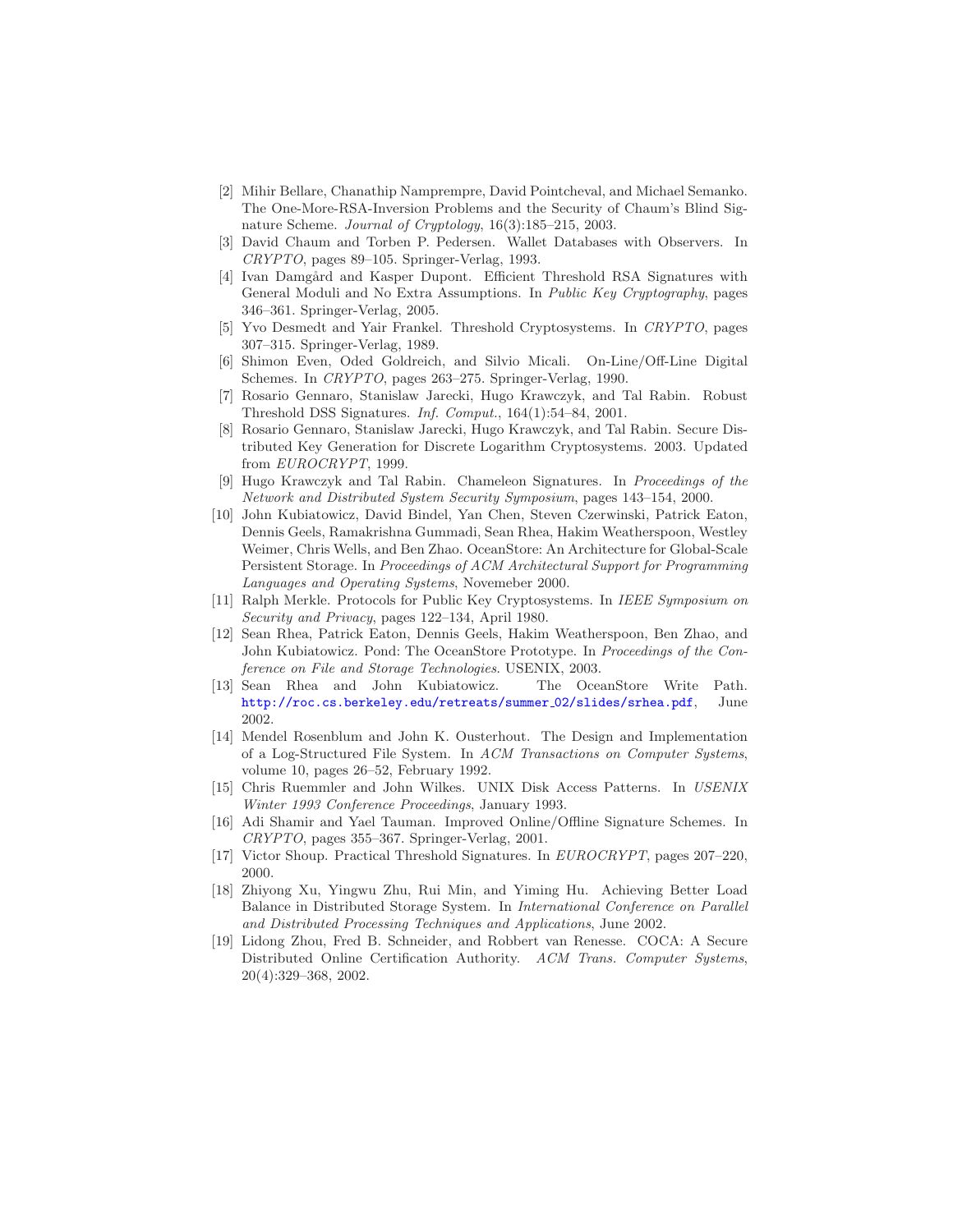[2] Mihir Bellare, Chanathip Namprempre, David Pointcheval, and Michael Semanko. The One-More-RSA-Inversion Problems and the Security of Chaum's Blind Signature Scheme. *Journal of Cryptology*, 16(3):185–215, 2003.

[3] David Chaum and Torben P. Pedersen. Wallet Databases with Observers. In *CRYPTO*, pages 89–105. Springer-Verlag, 1993.

[4] Ivan Damgård and Kasper Dupont. Efficient Threshold RSA Signatures with General Moduli and No Extra Assumptions. In *Public Key Cryptography*, pages 346–361. Springer-Verlag, 2005.

[5] Yvo Desmedt and Yair Frankel. Threshold Cryptosystems. In *CRYPTO*, pages 307–315. Springer-Verlag, 1989.

[6] Shimon Even, Oded Goldreich, and Silvio Micali. On-Line/Off-Line Digital Schemes. In *CRYPTO*, pages 263–275. Springer-Verlag, 1990.

[7] Rosario Gennaro, Stanislaw Jarecki, Hugo Krawczyk, and Tal Rabin. Robust Threshold DSS Signatures. *Inf. Comput.*, 164(1):54–84, 2001.

[8] Rosario Gennaro, Stanislaw Jarecki, Hugo Krawczyk, and Tal Rabin. Secure Distributed Key Generation for Discrete Logarithm Cryptosystems. 2003. Updated from *EUROCRYPT*, 1999.

[9] Hugo Krawczyk and Tal Rabin. Chameleon Signatures. In *Proceedings of the Network and Distributed System Security Symposium*, pages 143–154, 2000.

[10] John Kubiatowicz, David Bindel, Yan Chen, Steven Czerwinski, Patrick Eaton, Dennis Geels, Ramakrishna Gummadi, Sean Rhea, Hakim Weatherspoon, Westley Weimer, Chris Wells, and Ben Zhao. OceanStore: An Architecture for Global-Scale Persistent Storage. In *Proceedings of ACM Architectural Support for Programming Languages and Operating Systems*, Novemeber 2000.

[11] Ralph Merkle. Protocols for Public Key Cryptosystems. In *IEEE Symposium on Security and Privacy*, pages 122–134, April 1980.

[12] Sean Rhea, Patrick Eaton, Dennis Geels, Hakim Weatherspoon, Ben Zhao, and John Kubiatowicz. Pond: The OceanStore Prototype. In *Proceedings of the Conference on File and Storage Technologies*. USENIX, 2003.

[13] Sean Rhea and John Kubiatowicz. The OceanStore Write Path. http://roc.cs.berkeley.edu/retreats/summer_02/slides/srhea.pdf, June 2002.

[14] Mendel Rosenblum and John K. Ousterhout. The Design and Implementation of a Log-Structured File System. In *ACM Transactions on Computer Systems*, volume 10, pages 26–52, February 1992.

[15] Chris Ruemmler and John Wilkes. UNIX Disk Access Patterns. In *USENIX Winter 1993 Conference Proceedings*, January 1993.

[16] Adi Shamir and Yael Tauman. Improved Online/Offline Signature Schemes. In *CRYPTO*, pages 355–367. Springer-Verlag, 2001.

[17] Victor Shoup. Practical Threshold Signatures. In *EUROCRYPT*, pages 207–220, 2000.

[18] Zhiyong Xu, Yingwu Zhu, Rui Min, and Yiming Hu. Achieving Better Load Balance in Distributed Storage System. In *International Conference on Parallel and Distributed Processing Techniques and Applications*, June 2002.

[19] Lidong Zhou, Fred B. Schneider, and Robbert van Renesse. COCA: A Secure Distributed Online Certification Authority. *ACM Trans. Computer Systems*, 20(4):329–368, 2002.